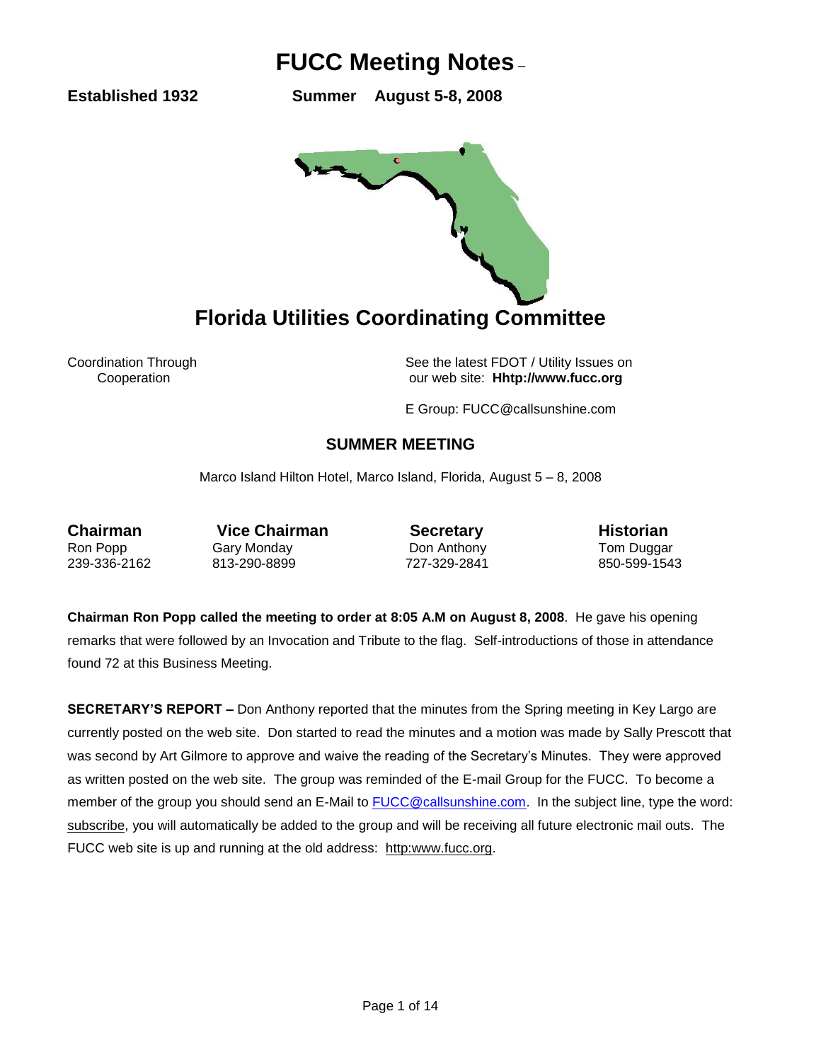# FUCC Meeting Notes –

**Established 1932** **Summer August 5-8, 2008**

## Florida Utilities Coordinating Committee

Coordination Through Cooperation

See the latest FDOT / Utility Issues on our web site: **Hhttp://www.fucc.org**

E Group: FUCC@callsunshine.com

### SUMMER MEETING

Marco Island Hilton Hotel, Marco Island, Florida, August 5 – 8, 2008

| **Chairman** | **Vice Chairman** | **Secretary** | **Historian** |
|---|---|---|---|
| Ron Popp | Gary Monday | Don Anthony | Tom Duggar |
| 239-336-2162 | 813-290-8899 | 727-329-2841 | 850-599-1543 |

**Chairman Ron Popp called the meeting to order at 8:05 A.M on August 8, 2008**. He gave his opening remarks that were followed by an Invocation and Tribute to the flag. Self-introductions of those in attendance found 72 at this Business Meeting.

**SECRETARY'S REPORT –** Don Anthony reported that the minutes from the Spring meeting in Key Largo are currently posted on the web site. Don started to read the minutes and a motion was made by Sally Prescott that was second by Art Gilmore to approve and waive the reading of the Secretary's Minutes. They were approved as written posted on the web site. The group was reminded of the E-mail Group for the FUCC. To become a member of the group you should send an E-Mail to FUCC@callsunshine.com. In the subject line, type the word: subscribe, you will automatically be added to the group and will be receiving all future electronic mail outs. The FUCC web site is up and running at the old address: http:www.fucc.org.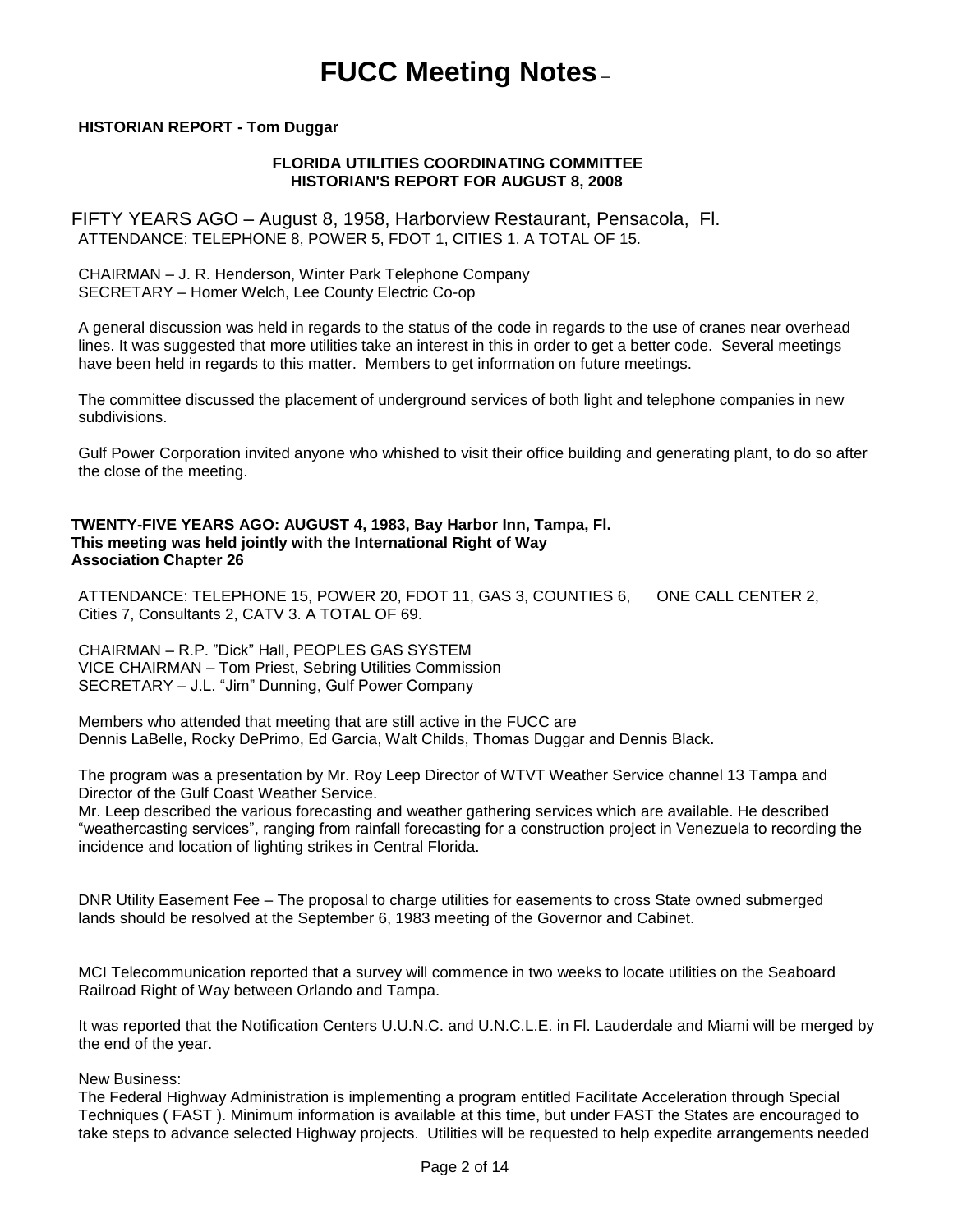# FUCC Meeting Notes –

**HISTORIAN REPORT - Tom Duggar**

**FLORIDA UTILITIES COORDINATING COMMITTEE**
**HISTORIAN'S REPORT FOR AUGUST 8, 2008**

FIFTY YEARS AGO – August 8, 1958, Harborview Restaurant, Pensacola, Fl.
ATTENDANCE: TELEPHONE 8, POWER 5, FDOT 1, CITIES 1. A TOTAL OF 15.

CHAIRMAN – J. R. Henderson, Winter Park Telephone Company
SECRETARY – Homer Welch, Lee County Electric Co-op

A general discussion was held in regards to the status of the code in regards to the use of cranes near overhead lines. It was suggested that more utilities take an interest in this in order to get a better code. Several meetings have been held in regards to this matter. Members to get information on future meetings.

The committee discussed the placement of underground services of both light and telephone companies in new subdivisions.

Gulf Power Corporation invited anyone who whished to visit their office building and generating plant, to do so after the close of the meeting.

**TWENTY-FIVE YEARS AGO: AUGUST 4, 1983, Bay Harbor Inn, Tampa, Fl.**
**This meeting was held jointly with the International Right of Way Association Chapter 26**

ATTENDANCE: TELEPHONE 15, POWER 20, FDOT 11, GAS 3, COUNTIES 6, ONE CALL CENTER 2, Cities 7, Consultants 2, CATV 3. A TOTAL OF 69.

CHAIRMAN – R.P. "Dick" Hall, PEOPLES GAS SYSTEM
VICE CHAIRMAN – Tom Priest, Sebring Utilities Commission
SECRETARY – J.L. "Jim" Dunning, Gulf Power Company

Members who attended that meeting that are still active in the FUCC are
Dennis LaBelle, Rocky DePrimo, Ed Garcia, Walt Childs, Thomas Duggar and Dennis Black.

The program was a presentation by Mr. Roy Leep Director of WTVT Weather Service channel 13 Tampa and Director of the Gulf Coast Weather Service.
Mr. Leep described the various forecasting and weather gathering services which are available. He described "weathercasting services", ranging from rainfall forecasting for a construction project in Venezuela to recording the incidence and location of lighting strikes in Central Florida.

DNR Utility Easement Fee – The proposal to charge utilities for easements to cross State owned submerged lands should be resolved at the September 6, 1983 meeting of the Governor and Cabinet.

MCI Telecommunication reported that a survey will commence in two weeks to locate utilities on the Seaboard Railroad Right of Way between Orlando and Tampa.

It was reported that the Notification Centers U.U.N.C. and U.N.C.L.E. in Fl. Lauderdale and Miami will be merged by the end of the year.

New Business:
The Federal Highway Administration is implementing a program entitled Facilitate Acceleration through Special Techniques ( FAST ). Minimum information is available at this time, but under FAST the States are encouraged to take steps to advance selected Highway projects. Utilities will be requested to help expedite arrangements needed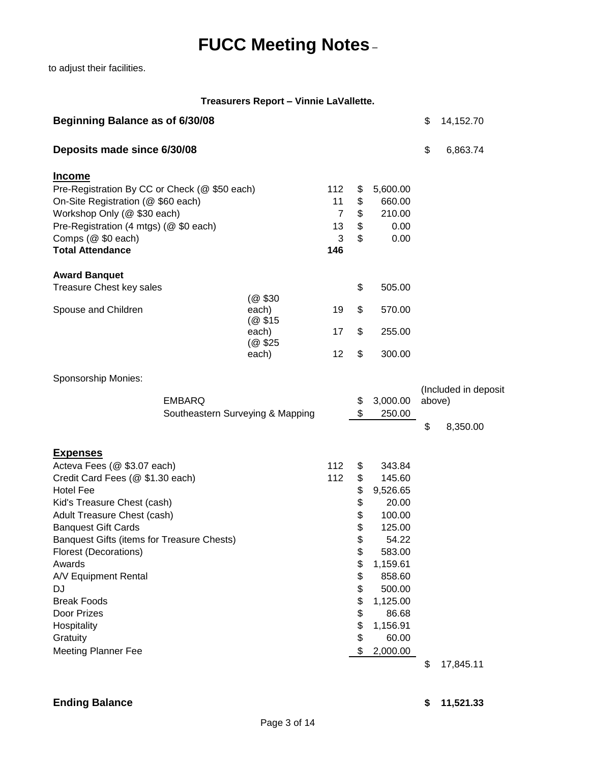to adjust their facilities.

**Treasurers Report – Vinnie LaVallette.**

| | | | | |
|---|---|---|---|---|
| **Beginning Balance as of 6/30/08** | | | | $ 14,152.70 |
| **Deposits made since 6/30/08** | | | | $ 6,863.74 |
| **<u>Income</u>** | | | | |
| Pre-Registration By CC or Check (@ $50 each) | | 112 | $ 5,600.00 | |
| On-Site Registration (@ $60 each) | | 11 | $ 660.00 | |
| Workshop Only (@ $30 each) | | 7 | $ 210.00 | |
| Pre-Registration (4 mtgs) (@ $0 each) | | 13 | $ 0.00 | |
| Comps (@ $0 each) | | 3 | $ 0.00 | |
| **Total Attendance** | | **146** | | |
| **Award Banquet** | | | | |
| Treasure Chest key sales | | | $ 505.00 | |
| Spouse and Children | (@ $30 each) | 19 | $ 570.00 | |
| | (@ $15 each) | 17 | $ 255.00 | |
| | (@ $25 each) | 12 | $ 300.00 | |
| Sponsorship Monies: | | | | |
| EMBARQ | | | $ 3,000.00 | (Included in deposit above) |
| Southeastern Surveying & Mapping | | | $ 250.00 | |
| | | | | $ 8,350.00 |
| **<u>Expenses</u>** | | | | |
| Acteva Fees (@ $3.07 each) | | 112 | $ 343.84 | |
| Credit Card Fees (@ $1.30 each) | | 112 | $ 145.60 | |
| Hotel Fee | | | $ 9,526.65 | |
| Kid's Treasure Chest (cash) | | | $ 20.00 | |
| Adult Treasure Chest (cash) | | | $ 100.00 | |
| Banquest Gift Cards | | | $ 125.00 | |
| Banquest Gifts (items for Treasure Chests) | | | $ 54.22 | |
| Florest (Decorations) | | | $ 583.00 | |
| Awards | | | $ 1,159.61 | |
| A/V Equipment Rental | | | $ 858.60 | |
| DJ | | | $ 500.00 | |
| Break Foods | | | $ 1,125.00 | |
| Door Prizes | | | $ 86.68 | |
| Hospitality | | | $ 1,156.91 | |
| Gratuity | | | $ 60.00 | |
| Meeting Planner Fee | | | $ 2,000.00 | |
| | | | | $ 17,845.11 |
| **Ending Balance** | | | | **$ 11,521.33** |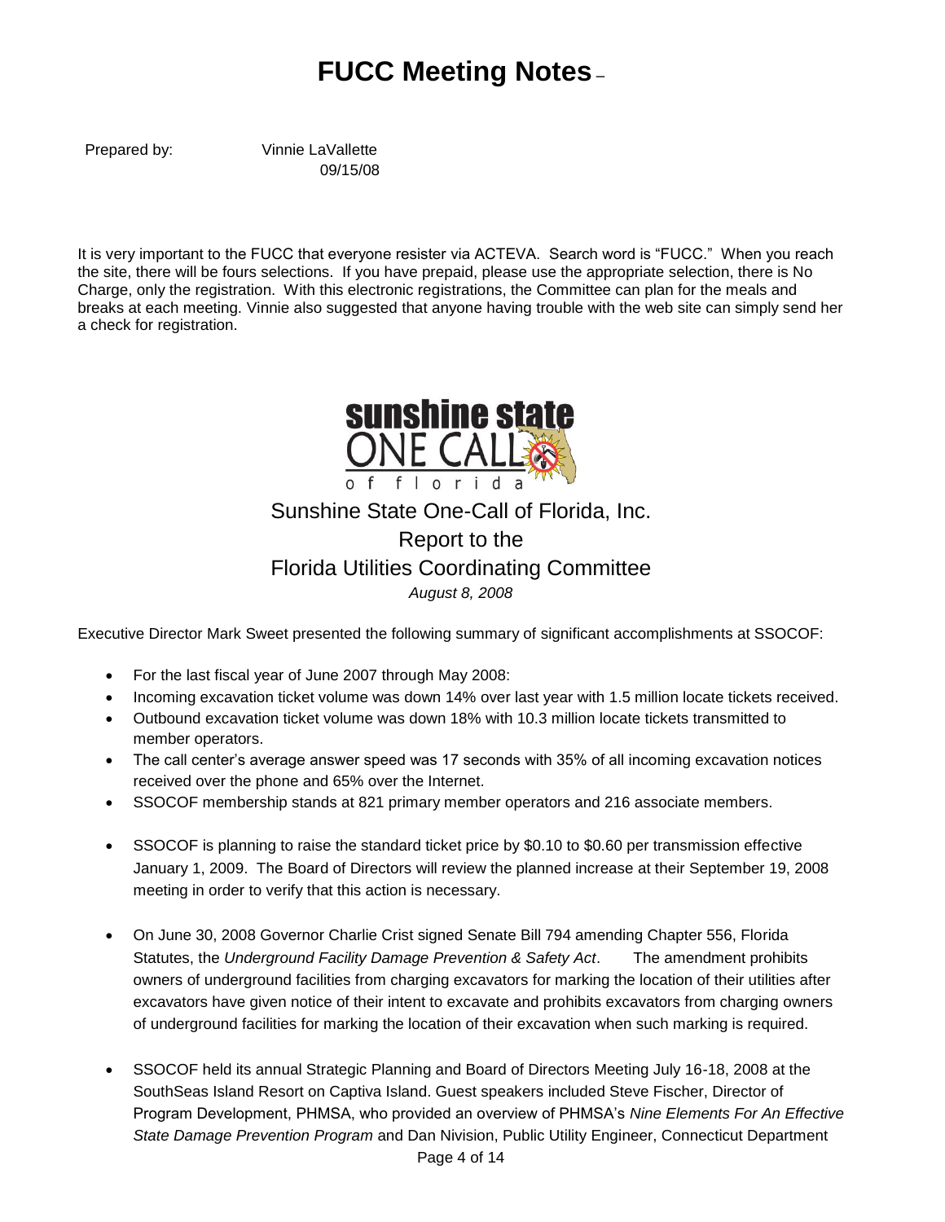# FUCC Meeting Notes –

Prepared by: Vinnie LaVallette
09/15/08

It is very important to the FUCC that everyone resister via ACTEVA. Search word is "FUCC." When you reach the site, there will be fours selections. If you have prepaid, please use the appropriate selection, there is No Charge, only the registration. With this electronic registrations, the Committee can plan for the meals and breaks at each meeting. Vinnie also suggested that anyone having trouble with the web site can simply send her a check for registration.

## Sunshine State One-Call of Florida, Inc.
## Report to the
## Florida Utilities Coordinating Committee
*August 8, 2008*

Executive Director Mark Sweet presented the following summary of significant accomplishments at SSOCOF:

- For the last fiscal year of June 2007 through May 2008:
- Incoming excavation ticket volume was down 14% over last year with 1.5 million locate tickets received.
- Outbound excavation ticket volume was down 18% with 10.3 million locate tickets transmitted to member operators.
- The call center's average answer speed was 17 seconds with 35% of all incoming excavation notices received over the phone and 65% over the Internet.
- SSOCOF membership stands at 821 primary member operators and 216 associate members.
- SSOCOF is planning to raise the standard ticket price by $0.10 to $0.60 per transmission effective January 1, 2009. The Board of Directors will review the planned increase at their September 19, 2008 meeting in order to verify that this action is necessary.
- On June 30, 2008 Governor Charlie Crist signed Senate Bill 794 amending Chapter 556, Florida Statutes, the *Underground Facility Damage Prevention & Safety Act*. The amendment prohibits owners of underground facilities from charging excavators for marking the location of their utilities after excavators have given notice of their intent to excavate and prohibits excavators from charging owners of underground facilities for marking the location of their excavation when such marking is required.
- SSOCOF held its annual Strategic Planning and Board of Directors Meeting July 16-18, 2008 at the SouthSeas Island Resort on Captiva Island. Guest speakers included Steve Fischer, Director of Program Development, PHMSA, who provided an overview of PHMSA's *Nine Elements For An Effective State Damage Prevention Program* and Dan Nivision, Public Utility Engineer, Connecticut Department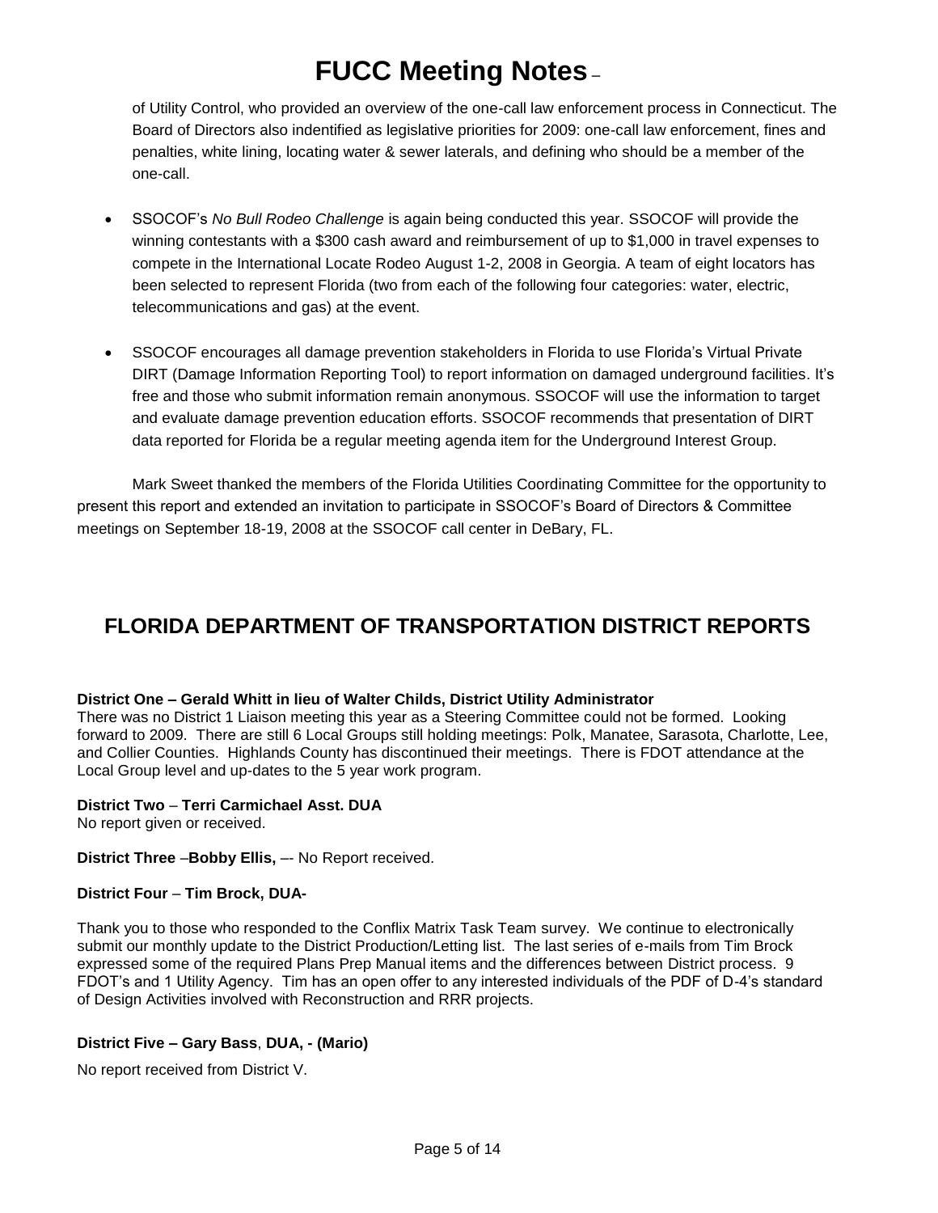of Utility Control, who provided an overview of the one-call law enforcement process in Connecticut. The Board of Directors also indentified as legislative priorities for 2009: one-call law enforcement, fines and penalties, white lining, locating water & sewer laterals, and defining who should be a member of the one-call.

- SSOCOF's *No Bull Rodeo Challenge* is again being conducted this year. SSOCOF will provide the winning contestants with a $300 cash award and reimbursement of up to $1,000 in travel expenses to compete in the International Locate Rodeo August 1-2, 2008 in Georgia. A team of eight locators has been selected to represent Florida (two from each of the following four categories: water, electric, telecommunications and gas) at the event.

- SSOCOF encourages all damage prevention stakeholders in Florida to use Florida's Virtual Private DIRT (Damage Information Reporting Tool) to report information on damaged underground facilities. It's free and those who submit information remain anonymous. SSOCOF will use the information to target and evaluate damage prevention education efforts. SSOCOF recommends that presentation of DIRT data reported for Florida be a regular meeting agenda item for the Underground Interest Group.

Mark Sweet thanked the members of the Florida Utilities Coordinating Committee for the opportunity to present this report and extended an invitation to participate in SSOCOF's Board of Directors & Committee meetings on September 18-19, 2008 at the SSOCOF call center in DeBary, FL.

## FLORIDA DEPARTMENT OF TRANSPORTATION DISTRICT REPORTS

**District One – Gerald Whitt in lieu of Walter Childs, District Utility Administrator**
There was no District 1 Liaison meeting this year as a Steering Committee could not be formed. Looking forward to 2009. There are still 6 Local Groups still holding meetings: Polk, Manatee, Sarasota, Charlotte, Lee, and Collier Counties. Highlands County has discontinued their meetings. There is FDOT attendance at the Local Group level and up-dates to the 5 year work program.

**District Two** – **Terri Carmichael Asst. DUA**
No report given or received.

**District Three** –**Bobby Ellis,** –- No Report received.

**District Four** – **Tim Brock, DUA-**

Thank you to those who responded to the Conflix Matrix Task Team survey. We continue to electronically submit our monthly update to the District Production/Letting list. The last series of e-mails from Tim Brock expressed some of the required Plans Prep Manual items and the differences between District process. 9 FDOT's and 1 Utility Agency. Tim has an open offer to any interested individuals of the PDF of D-4's standard of Design Activities involved with Reconstruction and RRR projects.

**District Five – Gary Bass**, **DUA, - (Mario)**

No report received from District V.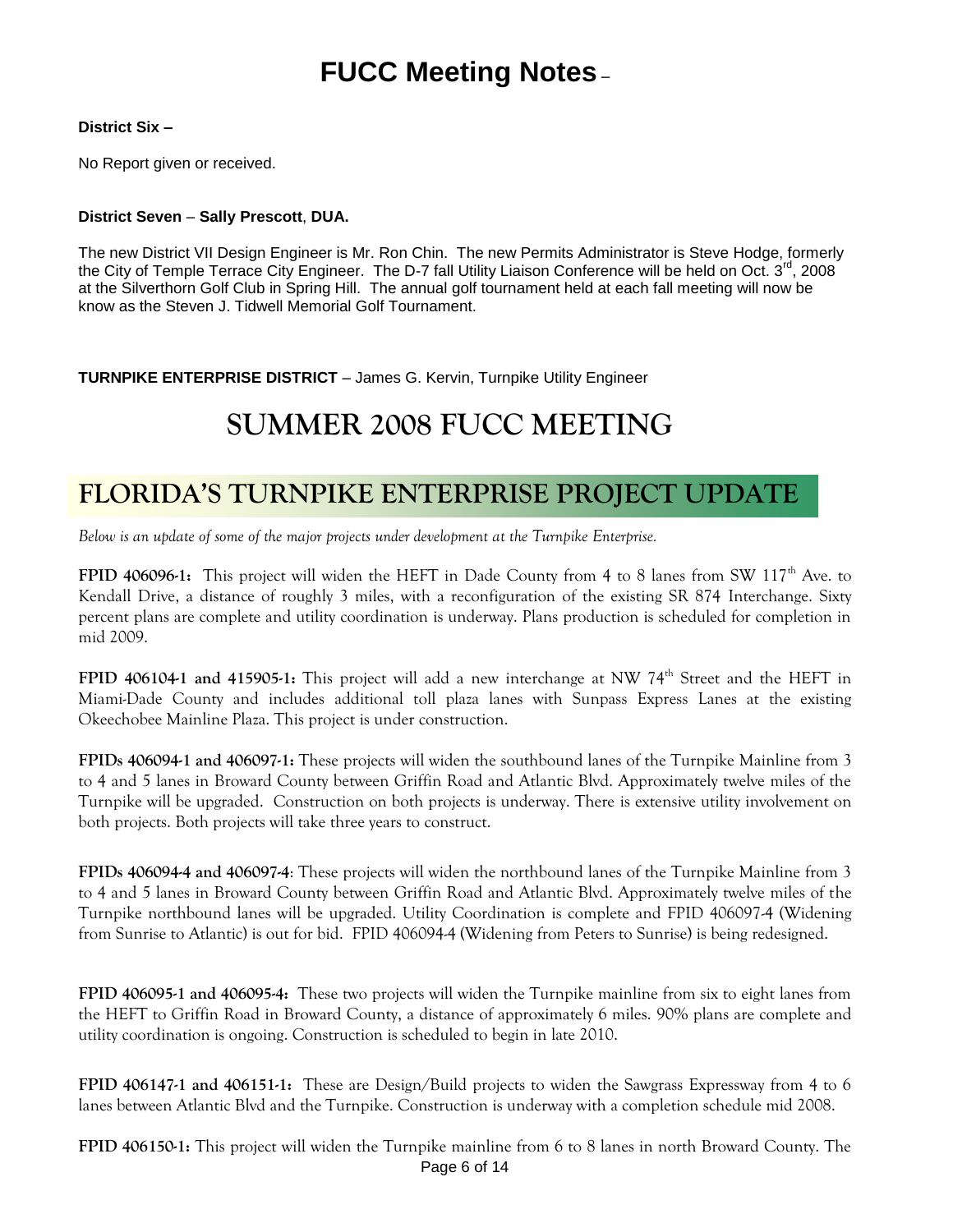# FUCC Meeting Notes –

**District Six –**

No Report given or received.

**District Seven** – **Sally Prescott**, **DUA.**

The new District VII Design Engineer is Mr. Ron Chin. The new Permits Administrator is Steve Hodge, formerly the City of Temple Terrace City Engineer. The D-7 fall Utility Liaison Conference will be held on Oct. 3rd, 2008 at the Silverthorn Golf Club in Spring Hill. The annual golf tournament held at each fall meeting will now be know as the Steven J. Tidwell Memorial Golf Tournament.

**TURNPIKE ENTERPRISE DISTRICT** – James G. Kervin, Turnpike Utility Engineer

# SUMMER 2008 FUCC MEETING

## FLORIDA'S TURNPIKE ENTERPRISE PROJECT UPDATE

*Below is an update of some of the major projects under development at the Turnpike Enterprise.*

**FPID 406096-1:** This project will widen the HEFT in Dade County from 4 to 8 lanes from SW 117th Ave. to Kendall Drive, a distance of roughly 3 miles, with a reconfiguration of the existing SR 874 Interchange. Sixty percent plans are complete and utility coordination is underway. Plans production is scheduled for completion in mid 2009.

**FPID 406104-1 and 415905-1:** This project will add a new interchange at NW 74th Street and the HEFT in Miami-Dade County and includes additional toll plaza lanes with Sunpass Express Lanes at the existing Okeechobee Mainline Plaza. This project is under construction.

**FPIDs 406094-1 and 406097-1:** These projects will widen the southbound lanes of the Turnpike Mainline from 3 to 4 and 5 lanes in Broward County between Griffin Road and Atlantic Blvd. Approximately twelve miles of the Turnpike will be upgraded. Construction on both projects is underway. There is extensive utility involvement on both projects. Both projects will take three years to construct.

**FPIDs 406094-4 and 406097-4**: These projects will widen the northbound lanes of the Turnpike Mainline from 3 to 4 and 5 lanes in Broward County between Griffin Road and Atlantic Blvd. Approximately twelve miles of the Turnpike northbound lanes will be upgraded. Utility Coordination is complete and FPID 406097-4 (Widening from Sunrise to Atlantic) is out for bid. FPID 406094-4 (Widening from Peters to Sunrise) is being redesigned.

**FPID 406095-1 and 406095-4:** These two projects will widen the Turnpike mainline from six to eight lanes from the HEFT to Griffin Road in Broward County, a distance of approximately 6 miles. 90% plans are complete and utility coordination is ongoing. Construction is scheduled to begin in late 2010.

**FPID 406147-1 and 406151-1:** These are Design/Build projects to widen the Sawgrass Expressway from 4 to 6 lanes between Atlantic Blvd and the Turnpike. Construction is underway with a completion schedule mid 2008.

**FPID 406150-1:** This project will widen the Turnpike mainline from 6 to 8 lanes in north Broward County. The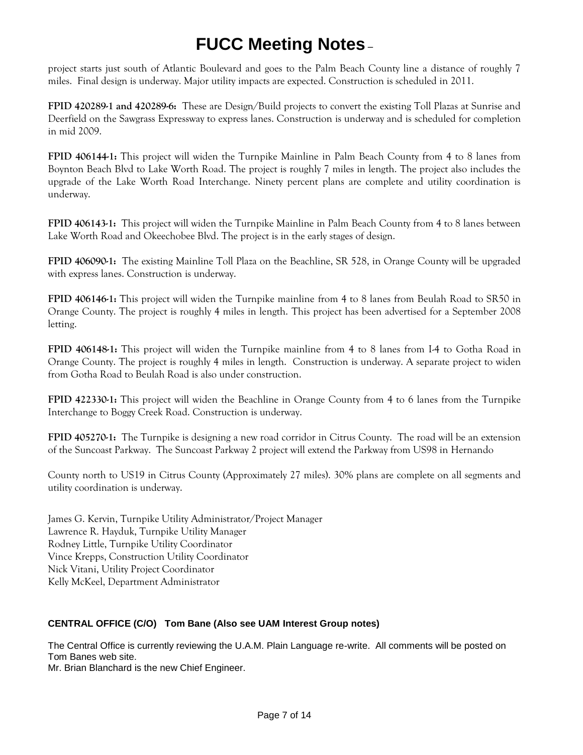project starts just south of Atlantic Boulevard and goes to the Palm Beach County line a distance of roughly 7 miles. Final design is underway. Major utility impacts are expected. Construction is scheduled in 2011.

**FPID 420289-1 and 420289-6:** These are Design/Build projects to convert the existing Toll Plazas at Sunrise and Deerfield on the Sawgrass Expressway to express lanes. Construction is underway and is scheduled for completion in mid 2009.

**FPID 406144-1:** This project will widen the Turnpike Mainline in Palm Beach County from 4 to 8 lanes from Boynton Beach Blvd to Lake Worth Road. The project is roughly 7 miles in length. The project also includes the upgrade of the Lake Worth Road Interchange. Ninety percent plans are complete and utility coordination is underway.

**FPID 406143-1:** This project will widen the Turnpike Mainline in Palm Beach County from 4 to 8 lanes between Lake Worth Road and Okeechobee Blvd. The project is in the early stages of design.

**FPID 406090-1:** The existing Mainline Toll Plaza on the Beachline, SR 528, in Orange County will be upgraded with express lanes. Construction is underway.

**FPID 406146-1:** This project will widen the Turnpike mainline from 4 to 8 lanes from Beulah Road to SR50 in Orange County. The project is roughly 4 miles in length. This project has been advertised for a September 2008 letting.

**FPID 406148-1:** This project will widen the Turnpike mainline from 4 to 8 lanes from I-4 to Gotha Road in Orange County. The project is roughly 4 miles in length. Construction is underway. A separate project to widen from Gotha Road to Beulah Road is also under construction.

**FPID 422330-1:** This project will widen the Beachline in Orange County from 4 to 6 lanes from the Turnpike Interchange to Boggy Creek Road. Construction is underway.

**FPID 405270-1:** The Turnpike is designing a new road corridor in Citrus County. The road will be an extension of the Suncoast Parkway. The Suncoast Parkway 2 project will extend the Parkway from US98 in Hernando

County north to US19 in Citrus County (Approximately 27 miles). 30% plans are complete on all segments and utility coordination is underway.

James G. Kervin, Turnpike Utility Administrator/Project Manager
Lawrence R. Hayduk, Turnpike Utility Manager
Rodney Little, Turnpike Utility Coordinator
Vince Krepps, Construction Utility Coordinator
Nick Vitani, Utility Project Coordinator
Kelly McKeel, Department Administrator

**CENTRAL OFFICE (C/O) Tom Bane (Also see UAM Interest Group notes)**

The Central Office is currently reviewing the U.A.M. Plain Language re-write. All comments will be posted on Tom Banes web site.
Mr. Brian Blanchard is the new Chief Engineer.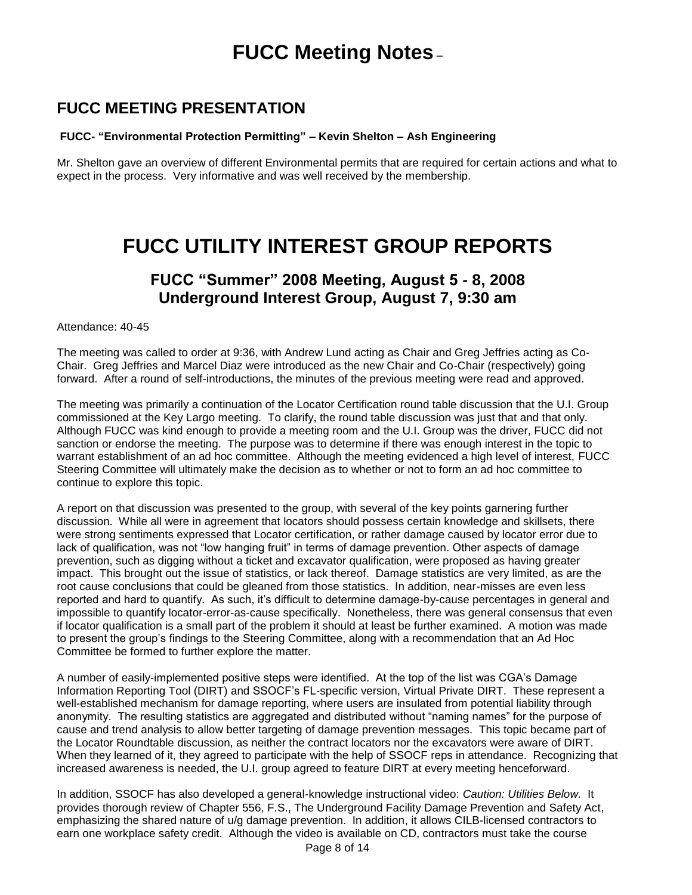# FUCC Meeting Notes –

## FUCC MEETING PRESENTATION

**FUCC- "Environmental Protection Permitting" – Kevin Shelton – Ash Engineering**

Mr. Shelton gave an overview of different Environmental permits that are required for certain actions and what to expect in the process. Very informative and was well received by the membership.

# FUCC UTILITY INTEREST GROUP REPORTS

## FUCC "Summer" 2008 Meeting, August 5 - 8, 2008
## Underground Interest Group, August 7, 9:30 am

Attendance: 40-45

The meeting was called to order at 9:36, with Andrew Lund acting as Chair and Greg Jeffries acting as Co-Chair. Greg Jeffries and Marcel Diaz were introduced as the new Chair and Co-Chair (respectively) going forward. After a round of self-introductions, the minutes of the previous meeting were read and approved.

The meeting was primarily a continuation of the Locator Certification round table discussion that the U.I. Group commissioned at the Key Largo meeting. To clarify, the round table discussion was just that and that only. Although FUCC was kind enough to provide a meeting room and the U.I. Group was the driver, FUCC did not sanction or endorse the meeting. The purpose was to determine if there was enough interest in the topic to warrant establishment of an ad hoc committee. Although the meeting evidenced a high level of interest, FUCC Steering Committee will ultimately make the decision as to whether or not to form an ad hoc committee to continue to explore this topic.

A report on that discussion was presented to the group, with several of the key points garnering further discussion. While all were in agreement that locators should possess certain knowledge and skillsets, there were strong sentiments expressed that Locator certification, or rather damage caused by locator error due to lack of qualification, was not "low hanging fruit" in terms of damage prevention. Other aspects of damage prevention, such as digging without a ticket and excavator qualification, were proposed as having greater impact. This brought out the issue of statistics, or lack thereof. Damage statistics are very limited, as are the root cause conclusions that could be gleaned from those statistics. In addition, near-misses are even less reported and hard to quantify. As such, it's difficult to determine damage-by-cause percentages in general and impossible to quantify locator-error-as-cause specifically. Nonetheless, there was general consensus that even if locator qualification is a small part of the problem it should at least be further examined. A motion was made to present the group's findings to the Steering Committee, along with a recommendation that an Ad Hoc Committee be formed to further explore the matter.

A number of easily-implemented positive steps were identified. At the top of the list was CGA's Damage Information Reporting Tool (DIRT) and SSOCF's FL-specific version, Virtual Private DIRT. These represent a well-established mechanism for damage reporting, where users are insulated from potential liability through anonymity. The resulting statistics are aggregated and distributed without "naming names" for the purpose of cause and trend analysis to allow better targeting of damage prevention messages. This topic became part of the Locator Roundtable discussion, as neither the contract locators nor the excavators were aware of DIRT. When they learned of it, they agreed to participate with the help of SSOCF reps in attendance. Recognizing that increased awareness is needed, the U.I. group agreed to feature DIRT at every meeting henceforward.

In addition, SSOCF has also developed a general-knowledge instructional video: *Caution: Utilities Below.* It provides thorough review of Chapter 556, F.S., The Underground Facility Damage Prevention and Safety Act, emphasizing the shared nature of u/g damage prevention. In addition, it allows CILB-licensed contractors to earn one workplace safety credit. Although the video is available on CD, contractors must take the course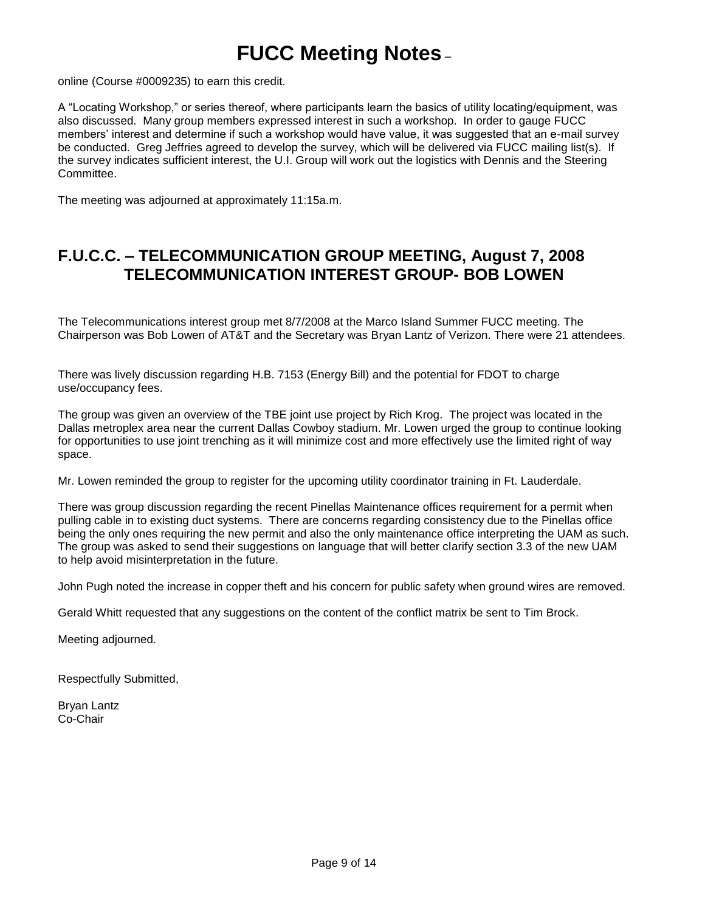online (Course #0009235) to earn this credit.

A “Locating Workshop,” or series thereof, where participants learn the basics of utility locating/equipment, was also discussed. Many group members expressed interest in such a workshop. In order to gauge FUCC members’ interest and determine if such a workshop would have value, it was suggested that an e-mail survey be conducted. Greg Jeffries agreed to develop the survey, which will be delivered via FUCC mailing list(s). If the survey indicates sufficient interest, the U.I. Group will work out the logistics with Dennis and the Steering Committee.

The meeting was adjourned at approximately 11:15a.m.

## F.U.C.C. – TELECOMMUNICATION GROUP MEETING, August 7, 2008 TELECOMMUNICATION INTEREST GROUP- BOB LOWEN

The Telecommunications interest group met 8/7/2008 at the Marco Island Summer FUCC meeting. The Chairperson was Bob Lowen of AT&T and the Secretary was Bryan Lantz of Verizon. There were 21 attendees.

There was lively discussion regarding H.B. 7153 (Energy Bill) and the potential for FDOT to charge use/occupancy fees.

The group was given an overview of the TBE joint use project by Rich Krog. The project was located in the Dallas metroplex area near the current Dallas Cowboy stadium. Mr. Lowen urged the group to continue looking for opportunities to use joint trenching as it will minimize cost and more effectively use the limited right of way space.

Mr. Lowen reminded the group to register for the upcoming utility coordinator training in Ft. Lauderdale.

There was group discussion regarding the recent Pinellas Maintenance offices requirement for a permit when pulling cable in to existing duct systems. There are concerns regarding consistency due to the Pinellas office being the only ones requiring the new permit and also the only maintenance office interpreting the UAM as such. The group was asked to send their suggestions on language that will better clarify section 3.3 of the new UAM to help avoid misinterpretation in the future.

John Pugh noted the increase in copper theft and his concern for public safety when ground wires are removed.

Gerald Whitt requested that any suggestions on the content of the conflict matrix be sent to Tim Brock.

Meeting adjourned.

Respectfully Submitted,

Bryan Lantz
Co-Chair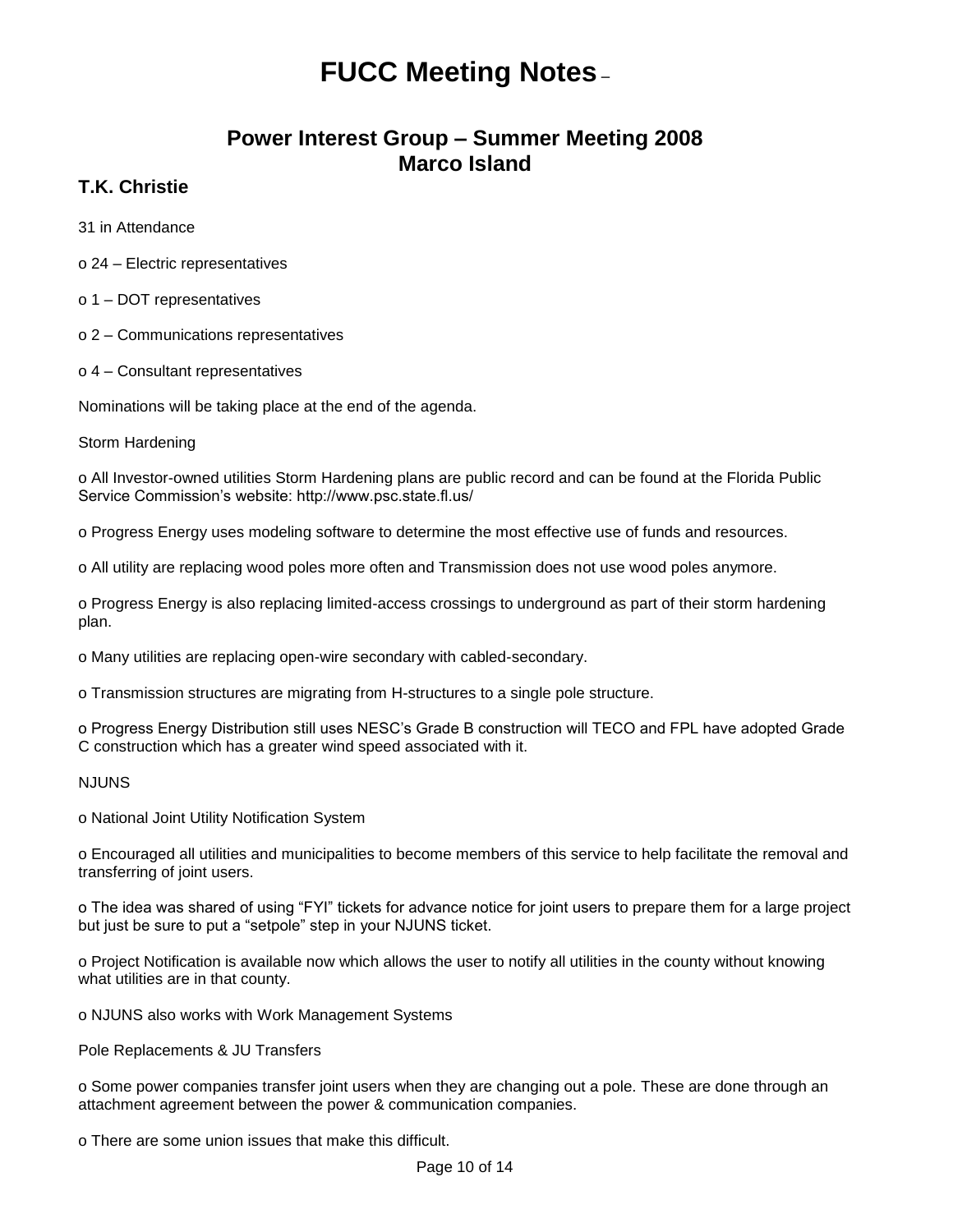# FUCC Meeting Notes –

## Power Interest Group – Summer Meeting 2008
## Marco Island

### T.K. Christie

31 in Attendance

o 24 – Electric representatives

o 1 – DOT representatives

o 2 – Communications representatives

o 4 – Consultant representatives

Nominations will be taking place at the end of the agenda.

Storm Hardening

o All Investor-owned utilities Storm Hardening plans are public record and can be found at the Florida Public Service Commission's website: http://www.psc.state.fl.us/

o Progress Energy uses modeling software to determine the most effective use of funds and resources.

o All utility are replacing wood poles more often and Transmission does not use wood poles anymore.

o Progress Energy is also replacing limited-access crossings to underground as part of their storm hardening plan.

o Many utilities are replacing open-wire secondary with cabled-secondary.

o Transmission structures are migrating from H-structures to a single pole structure.

o Progress Energy Distribution still uses NESC's Grade B construction will TECO and FPL have adopted Grade C construction which has a greater wind speed associated with it.

NJUNS

o National Joint Utility Notification System

o Encouraged all utilities and municipalities to become members of this service to help facilitate the removal and transferring of joint users.

o The idea was shared of using "FYI" tickets for advance notice for joint users to prepare them for a large project but just be sure to put a "setpole" step in your NJUNS ticket.

o Project Notification is available now which allows the user to notify all utilities in the county without knowing what utilities are in that county.

o NJUNS also works with Work Management Systems

Pole Replacements & JU Transfers

o Some power companies transfer joint users when they are changing out a pole. These are done through an attachment agreement between the power & communication companies.

o There are some union issues that make this difficult.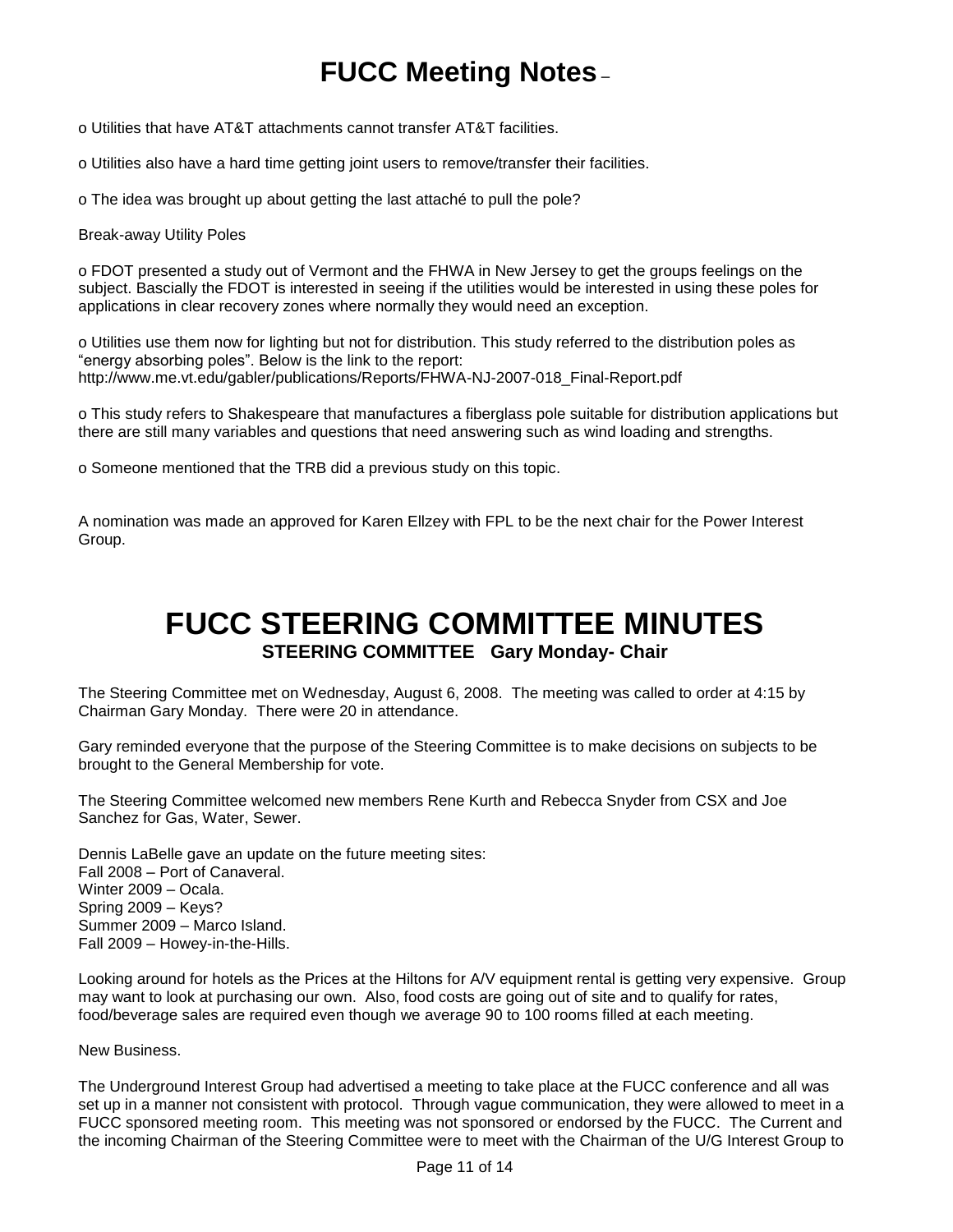o Utilities that have AT&T attachments cannot transfer AT&T facilities.

o Utilities also have a hard time getting joint users to remove/transfer their facilities.

o The idea was brought up about getting the last attaché to pull the pole?

Break-away Utility Poles

o FDOT presented a study out of Vermont and the FHWA in New Jersey to get the groups feelings on the subject. Bascially the FDOT is interested in seeing if the utilities would be interested in using these poles for applications in clear recovery zones where normally they would need an exception.

o Utilities use them now for lighting but not for distribution. This study referred to the distribution poles as "energy absorbing poles". Below is the link to the report:
http://www.me.vt.edu/gabler/publications/Reports/FHWA-NJ-2007-018_Final-Report.pdf

o This study refers to Shakespeare that manufactures a fiberglass pole suitable for distribution applications but there are still many variables and questions that need answering such as wind loading and strengths.

o Someone mentioned that the TRB did a previous study on this topic.

A nomination was made an approved for Karen Ellzey with FPL to be the next chair for the Power Interest Group.

# FUCC STEERING COMMITTEE MINUTES

### STEERING COMMITTEE Gary Monday- Chair

The Steering Committee met on Wednesday, August 6, 2008. The meeting was called to order at 4:15 by Chairman Gary Monday. There were 20 in attendance.

Gary reminded everyone that the purpose of the Steering Committee is to make decisions on subjects to be brought to the General Membership for vote.

The Steering Committee welcomed new members Rene Kurth and Rebecca Snyder from CSX and Joe Sanchez for Gas, Water, Sewer.

Dennis LaBelle gave an update on the future meeting sites:
Fall 2008 – Port of Canaveral.
Winter 2009 – Ocala.
Spring 2009 – Keys?
Summer 2009 – Marco Island.
Fall 2009 – Howey-in-the-Hills.

Looking around for hotels as the Prices at the Hiltons for A/V equipment rental is getting very expensive. Group may want to look at purchasing our own. Also, food costs are going out of site and to qualify for rates, food/beverage sales are required even though we average 90 to 100 rooms filled at each meeting.

New Business.

The Underground Interest Group had advertised a meeting to take place at the FUCC conference and all was set up in a manner not consistent with protocol. Through vague communication, they were allowed to meet in a FUCC sponsored meeting room. This meeting was not sponsored or endorsed by the FUCC. The Current and the incoming Chairman of the Steering Committee were to meet with the Chairman of the U/G Interest Group to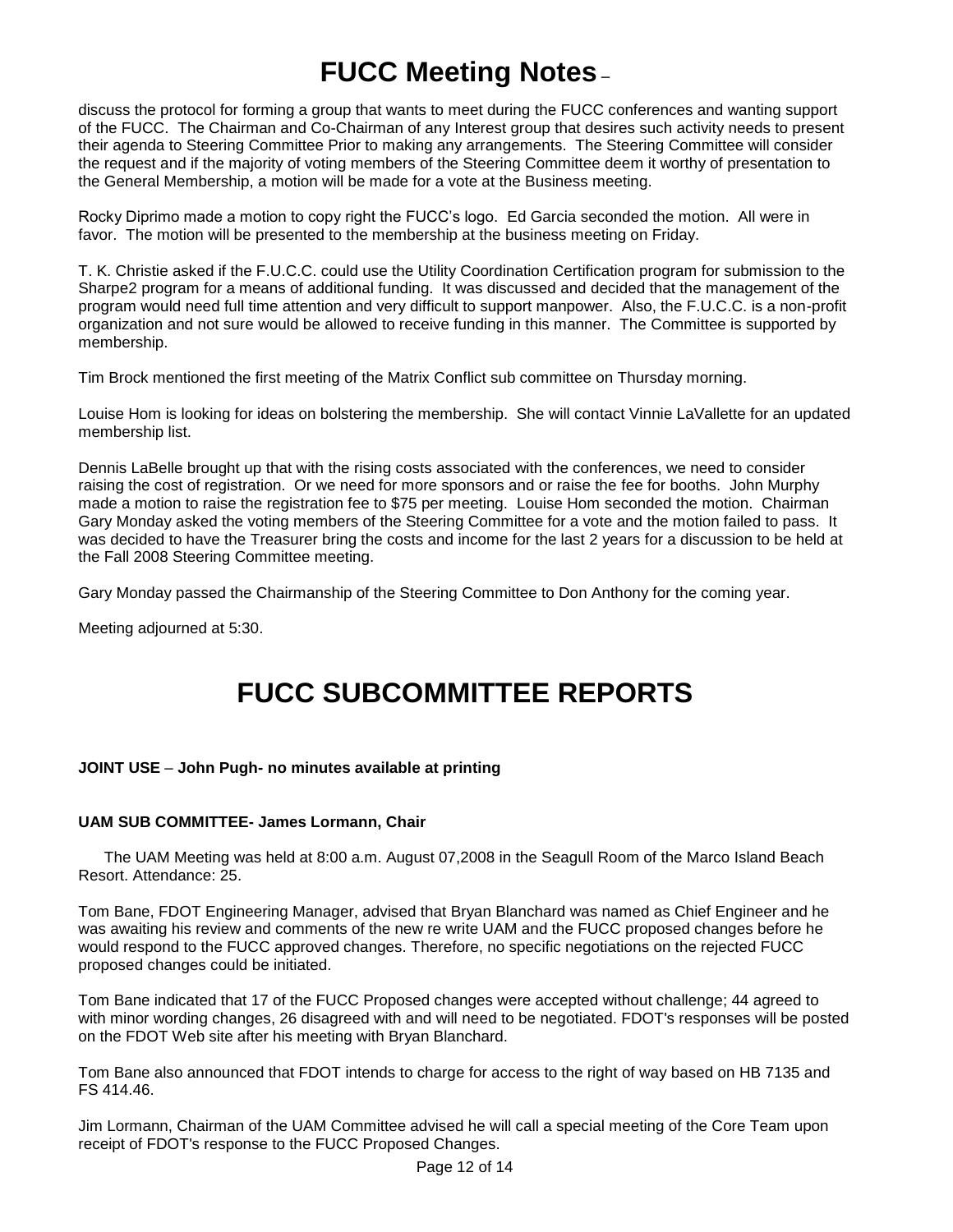discuss the protocol for forming a group that wants to meet during the FUCC conferences and wanting support of the FUCC. The Chairman and Co-Chairman of any Interest group that desires such activity needs to present their agenda to Steering Committee Prior to making any arrangements. The Steering Committee will consider the request and if the majority of voting members of the Steering Committee deem it worthy of presentation to the General Membership, a motion will be made for a vote at the Business meeting.

Rocky Diprimo made a motion to copy right the FUCC's logo. Ed Garcia seconded the motion. All were in favor. The motion will be presented to the membership at the business meeting on Friday.

T. K. Christie asked if the F.U.C.C. could use the Utility Coordination Certification program for submission to the Sharpe2 program for a means of additional funding. It was discussed and decided that the management of the program would need full time attention and very difficult to support manpower. Also, the F.U.C.C. is a non-profit organization and not sure would be allowed to receive funding in this manner. The Committee is supported by membership.

Tim Brock mentioned the first meeting of the Matrix Conflict sub committee on Thursday morning.

Louise Hom is looking for ideas on bolstering the membership. She will contact Vinnie LaVallette for an updated membership list.

Dennis LaBelle brought up that with the rising costs associated with the conferences, we need to consider raising the cost of registration. Or we need for more sponsors and or raise the fee for booths. John Murphy made a motion to raise the registration fee to $75 per meeting. Louise Hom seconded the motion. Chairman Gary Monday asked the voting members of the Steering Committee for a vote and the motion failed to pass. It was decided to have the Treasurer bring the costs and income for the last 2 years for a discussion to be held at the Fall 2008 Steering Committee meeting.

Gary Monday passed the Chairmanship of the Steering Committee to Don Anthony for the coming year.

Meeting adjourned at 5:30.

# FUCC SUBCOMMITTEE REPORTS

**JOINT USE – John Pugh- no minutes available at printing**

**UAM SUB COMMITTEE- James Lormann, Chair**

The UAM Meeting was held at 8:00 a.m. August 07,2008 in the Seagull Room of the Marco Island Beach Resort. Attendance: 25.

Tom Bane, FDOT Engineering Manager, advised that Bryan Blanchard was named as Chief Engineer and he was awaiting his review and comments of the new re write UAM and the FUCC proposed changes before he would respond to the FUCC approved changes. Therefore, no specific negotiations on the rejected FUCC proposed changes could be initiated.

Tom Bane indicated that 17 of the FUCC Proposed changes were accepted without challenge; 44 agreed to with minor wording changes, 26 disagreed with and will need to be negotiated. FDOT's responses will be posted on the FDOT Web site after his meeting with Bryan Blanchard.

Tom Bane also announced that FDOT intends to charge for access to the right of way based on HB 7135 and FS 414.46.

Jim Lormann, Chairman of the UAM Committee advised he will call a special meeting of the Core Team upon receipt of FDOT's response to the FUCC Proposed Changes.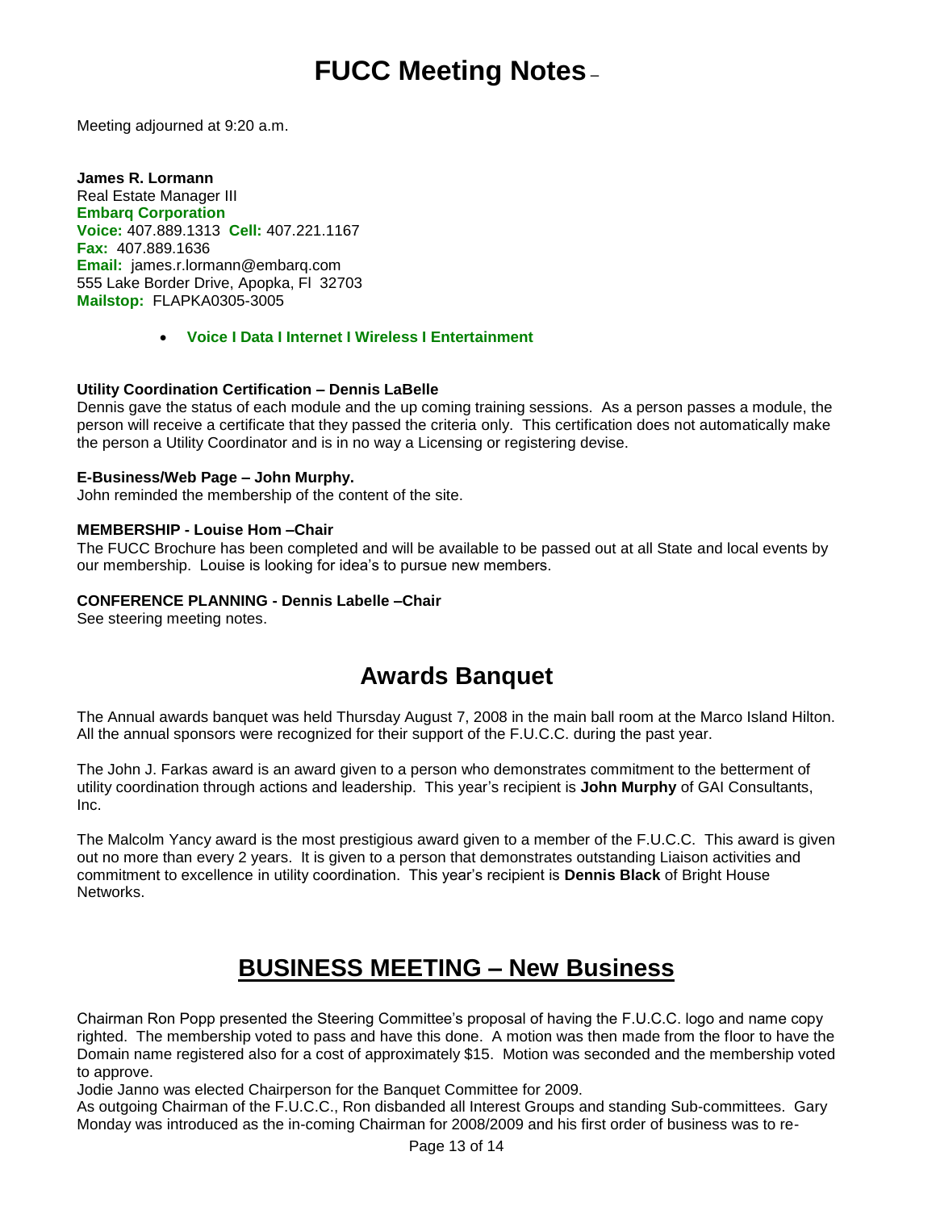# FUCC Meeting Notes –

Meeting adjourned at 9:20 a.m.

**James R. Lormann**
Real Estate Manager III
**Embarq Corporation**
**Voice:** 407.889.1313 **Cell:** 407.221.1167
**Fax:** 407.889.1636
**Email:** james.r.lormann@embarq.com
555 Lake Border Drive, Apopka, Fl 32703
**Mailstop:** FLAPKA0305-3005

- **Voice I Data I Internet I Wireless I Entertainment**

**Utility Coordination Certification – Dennis LaBelle**
Dennis gave the status of each module and the up coming training sessions. As a person passes a module, the person will receive a certificate that they passed the criteria only. This certification does not automatically make the person a Utility Coordinator and is in no way a Licensing or registering devise.

**E-Business/Web Page – John Murphy.**
John reminded the membership of the content of the site.

**MEMBERSHIP - Louise Hom –Chair**
The FUCC Brochure has been completed and will be available to be passed out at all State and local events by our membership. Louise is looking for idea's to pursue new members.

**CONFERENCE PLANNING - Dennis Labelle –Chair**
See steering meeting notes.

## Awards Banquet

The Annual awards banquet was held Thursday August 7, 2008 in the main ball room at the Marco Island Hilton. All the annual sponsors were recognized for their support of the F.U.C.C. during the past year.

The John J. Farkas award is an award given to a person who demonstrates commitment to the betterment of utility coordination through actions and leadership. This year's recipient is **John Murphy** of GAI Consultants, Inc.

The Malcolm Yancy award is the most prestigious award given to a member of the F.U.C.C. This award is given out no more than every 2 years. It is given to a person that demonstrates outstanding Liaison activities and commitment to excellence in utility coordination. This year's recipient is **Dennis Black** of Bright House Networks.

## BUSINESS MEETING – New Business

Chairman Ron Popp presented the Steering Committee's proposal of having the F.U.C.C. logo and name copy righted. The membership voted to pass and have this done. A motion was then made from the floor to have the Domain name registered also for a cost of approximately $15. Motion was seconded and the membership voted to approve.
Jodie Janno was elected Chairperson for the Banquet Committee for 2009.
As outgoing Chairman of the F.U.C.C., Ron disbanded all Interest Groups and standing Sub-committees. Gary Monday was introduced as the in-coming Chairman for 2008/2009 and his first order of business was to re-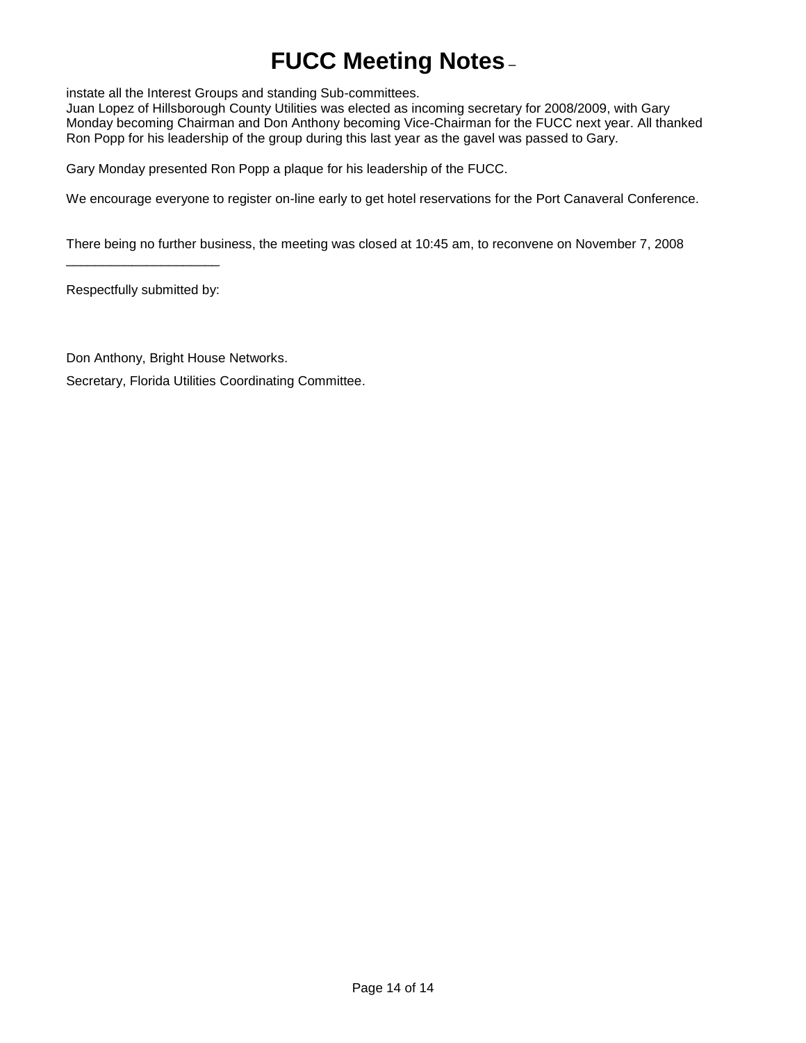instate all the Interest Groups and standing Sub-committees.
Juan Lopez of Hillsborough County Utilities was elected as incoming secretary for 2008/2009, with Gary Monday becoming Chairman and Don Anthony becoming Vice-Chairman for the FUCC next year. All thanked Ron Popp for his leadership of the group during this last year as the gavel was passed to Gary.

Gary Monday presented Ron Popp a plaque for his leadership of the FUCC.

We encourage everyone to register on-line early to get hotel reservations for the Port Canaveral Conference.

There being no further business, the meeting was closed at 10:45 am, to reconvene on November 7, 2008

____________________

Respectfully submitted by:

Don Anthony, Bright House Networks.

Secretary, Florida Utilities Coordinating Committee.